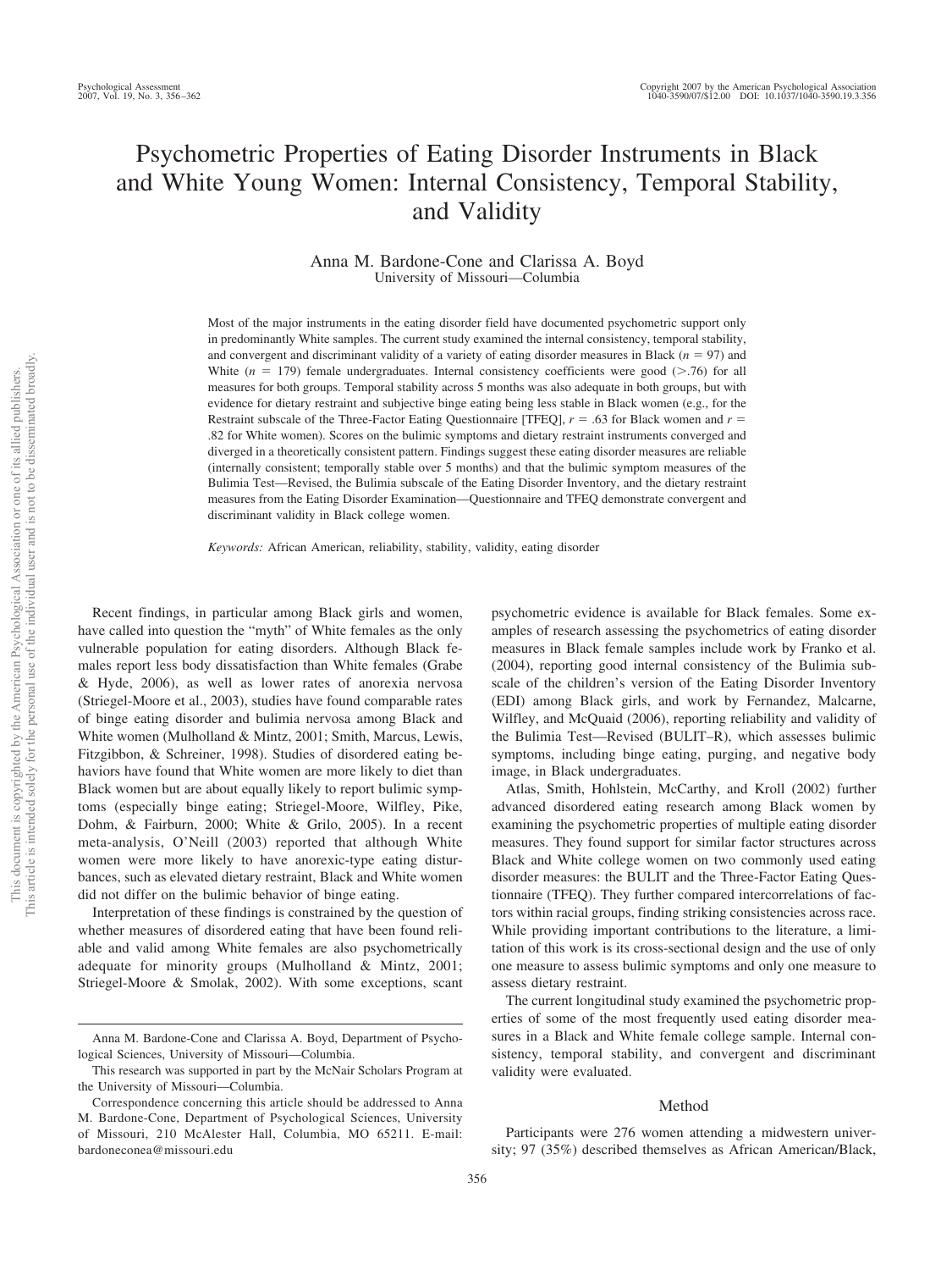# Psychometric Properties of Eating Disorder Instruments in Black and White Young Women: Internal Consistency, Temporal Stability, and Validity

Anna M. Bardone-Cone and Clarissa A. Boyd
University of Missouri—Columbia

Most of the major instruments in the eating disorder field have documented psychometric support only in predominantly White samples. The current study examined the internal consistency, temporal stability, and convergent and discriminant validity of a variety of eating disorder measures in Black ($n$ = 97) and White ($n$ = 179) female undergraduates. Internal consistency coefficients were good (>.76) for all measures for both groups. Temporal stability across 5 months was also adequate in both groups, but with evidence for dietary restraint and subjective binge eating being less stable in Black women (e.g., for the Restraint subscale of the Three-Factor Eating Questionnaire [TFEQ], $r$ = .63 for Black women and $r$ = .82 for White women). Scores on the bulimic symptoms and dietary restraint instruments converged and diverged in a theoretically consistent pattern. Findings suggest these eating disorder measures are reliable (internally consistent; temporally stable over 5 months) and that the bulimic symptom measures of the Bulimia Test—Revised, the Bulimia subscale of the Eating Disorder Inventory, and the dietary restraint measures from the Eating Disorder Examination—Questionnaire and TFEQ demonstrate convergent and discriminant validity in Black college women.

*Keywords:* African American, reliability, stability, validity, eating disorder

Recent findings, in particular among Black girls and women, have called into question the "myth" of White females as the only vulnerable population for eating disorders. Although Black females report less body dissatisfaction than White females (Grabe & Hyde, 2006), as well as lower rates of anorexia nervosa (Striegel-Moore et al., 2003), studies have found comparable rates of binge eating disorder and bulimia nervosa among Black and White women (Mulholland & Mintz, 2001; Smith, Marcus, Lewis, Fitzgibbon, & Schreiner, 1998). Studies of disordered eating behaviors have found that White women are more likely to diet than Black women but are about equally likely to report bulimic symptoms (especially binge eating; Striegel-Moore, Wilfley, Pike, Dohm, & Fairburn, 2000; White & Grilo, 2005). In a recent meta-analysis, O'Neill (2003) reported that although White women were more likely to have anorexic-type eating disturbances, such as elevated dietary restraint, Black and White women did not differ on the bulimic behavior of binge eating.

Interpretation of these findings is constrained by the question of whether measures of disordered eating that have been found reliable and valid among White females are also psychometrically adequate for minority groups (Mulholland & Mintz, 2001; Striegel-Moore & Smolak, 2002). With some exceptions, scant psychometric evidence is available for Black females. Some examples of research assessing the psychometrics of eating disorder measures in Black female samples include work by Franko et al. (2004), reporting good internal consistency of the Bulimia subscale of the children's version of the Eating Disorder Inventory (EDI) among Black girls, and work by Fernandez, Malcarne, Wilfley, and McQuaid (2006), reporting reliability and validity of the Bulimia Test—Revised (BULIT–R), which assesses bulimic symptoms, including binge eating, purging, and negative body image, in Black undergraduates.

Atlas, Smith, Hohlstein, McCarthy, and Kroll (2002) further advanced disordered eating research among Black women by examining the psychometric properties of multiple eating disorder measures. They found support for similar factor structures across Black and White college women on two commonly used eating disorder measures: the BULIT and the Three-Factor Eating Questionnaire (TFEQ). They further compared intercorrelations of factors within racial groups, finding striking consistencies across race. While providing important contributions to the literature, a limitation of this work is its cross-sectional design and the use of only one measure to assess bulimic symptoms and only one measure to assess dietary restraint.

The current longitudinal study examined the psychometric properties of some of the most frequently used eating disorder measures in a Black and White female college sample. Internal consistency, temporal stability, and convergent and discriminant validity were evaluated.

## Method

Participants were 276 women attending a midwestern university; 97 (35%) described themselves as African American/Black,

---

Anna M. Bardone-Cone and Clarissa A. Boyd, Department of Psychological Sciences, University of Missouri—Columbia.

This research was supported in part by the McNair Scholars Program at the University of Missouri—Columbia.

Correspondence concerning this article should be addressed to Anna M. Bardone-Cone, Department of Psychological Sciences, University of Missouri, 210 McAlester Hall, Columbia, MO 65211. E-mail: bardoneconea@missouri.edu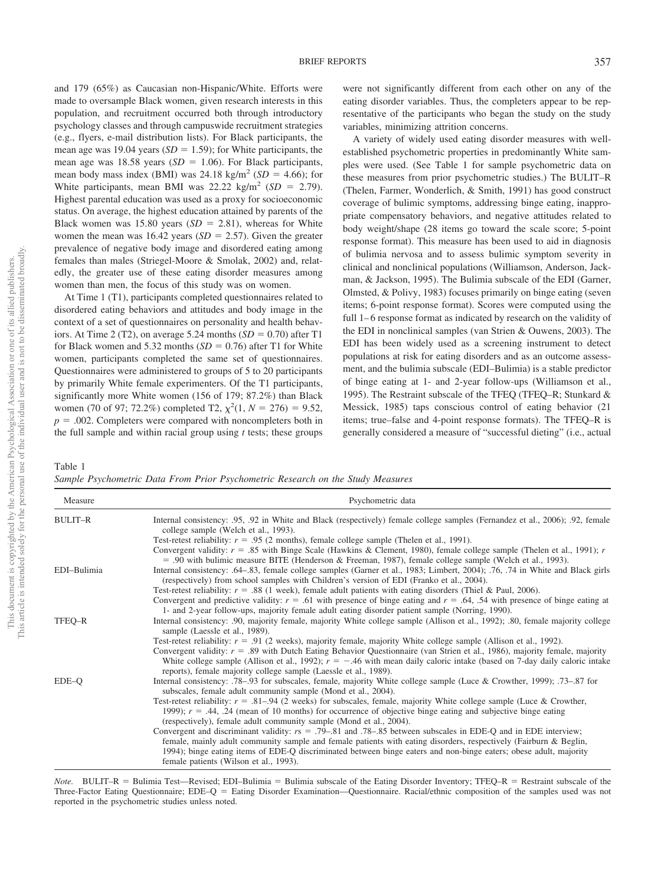and 179 (65%) as Caucasian non-Hispanic/White. Efforts were made to oversample Black women, given research interests in this population, and recruitment occurred both through introductory psychology classes and through campuswide recruitment strategies (e.g., flyers, e-mail distribution lists). For Black participants, the mean age was 19.04 years ($SD$ = 1.59); for White participants, the mean age was 18.58 years ($SD$ = 1.06). For Black participants, mean body mass index (BMI) was 24.18 kg/m$^2$ ($SD$ = 4.66); for White participants, mean BMI was 22.22 kg/m$^2$ ($SD$ = 2.79). Highest parental education was used as a proxy for socioeconomic status. On average, the highest education attained by parents of the Black women was 15.80 years ($SD$ = 2.81), whereas for White women the mean was 16.42 years ($SD$ = 2.57). Given the greater prevalence of negative body image and disordered eating among females than males (Striegel-Moore & Smolak, 2002) and, relatedly, the greater use of these eating disorder measures among women than men, the focus of this study was on women.

At Time 1 (T1), participants completed questionnaires related to disordered eating behaviors and attitudes and body image in the context of a set of questionnaires on personality and health behaviors. At Time 2 (T2), on average 5.24 months ($SD$ = 0.70) after T1 for Black women and 5.32 months ($SD$ = 0.76) after T1 for White women, participants completed the same set of questionnaires. Questionnaires were administered to groups of 5 to 20 participants by primarily White female experimenters. Of the T1 participants, significantly more White women (156 of 179; 87.2%) than Black women (70 of 97; 72.2%) completed T2, $\chi^2(1, N = 276) = 9.52$, $p = .002$. Completers were compared with noncompleters both in the full sample and within racial group using $t$ tests; these groups were not significantly different from each other on any of the eating disorder variables. Thus, the completers appear to be representative of the participants who began the study on the study variables, minimizing attrition concerns.

A variety of widely used eating disorder measures with well-established psychometric properties in predominantly White samples were used. (See Table 1 for sample psychometric data on these measures from prior psychometric studies.) The BULIT–R (Thelen, Farmer, Wonderlich, & Smith, 1991) has good construct coverage of bulimic symptoms, addressing binge eating, inappropriate compensatory behaviors, and negative attitudes related to body weight/shape (28 items go toward the scale score; 5-point response format). This measure has been used to aid in diagnosis of bulimia nervosa and to assess bulimic symptom severity in clinical and nonclinical populations (Williamson, Anderson, Jackman, & Jackson, 1995). The Bulimia subscale of the EDI (Garner, Olmsted, & Polivy, 1983) focuses primarily on binge eating (seven items; 6-point response format). Scores were computed using the full 1–6 response format as indicated by research on the validity of the EDI in nonclinical samples (van Strien & Ouwens, 2003). The EDI has been widely used as a screening instrument to detect populations at risk for eating disorders and as an outcome assessment, and the bulimia subscale (EDI–Bulimia) is a stable predictor of binge eating at 1- and 2-year follow-ups (Williamson et al., 1995). The Restraint subscale of the TFEQ (TFEQ–R; Stunkard & Messick, 1985) taps conscious control of eating behavior (21 items; true–false and 4-point response formats). The TFEQ–R is generally considered a measure of "successful dieting" (i.e., actual

Table 1
*Sample Psychometric Data From Prior Psychometric Research on the Study Measures*

| Measure | Psychometric data |
|---|---|
| BULIT–R | Internal consistency: .95, .92 in White and Black (respectively) female college samples (Fernandez et al., 2006); .92, female college sample (Welch et al., 1993).<br>Test-retest reliability: $r$ = .95 (2 months), female college sample (Thelen et al., 1991).<br>Convergent validity: $r$ = .85 with Binge Scale (Hawkins & Clement, 1980), female college sample (Thelen et al., 1991); $r$ = .90 with bulimic measure BITE (Henderson & Freeman, 1987), female college sample (Welch et al., 1993). |
| EDI–Bulimia | Internal consistency: .64–.83, female college samples (Garner et al., 1983; Limbert, 2004); .76, .74 in White and Black girls (respectively) from school samples with Children's version of EDI (Franko et al., 2004).<br>Test-retest reliability: $r$ = .88 (1 week), female adult patients with eating disorders (Thiel & Paul, 2006).<br>Convergent and predictive validity: $r$ = .61 with presence of binge eating and $r$ = .64, .54 with presence of binge eating at 1- and 2-year follow-ups, majority female adult eating disorder patient sample (Norring, 1990). |
| TFEQ–R | Internal consistency: .90, majority female, majority White college sample (Allison et al., 1992); .80, female majority college sample (Laessle et al., 1989).<br>Test-retest reliability: $r$ = .91 (2 weeks), majority female, majority White college sample (Allison et al., 1992).<br>Convergent validity: $r$ = .89 with Dutch Eating Behavior Questionnaire (van Strien et al., 1986), majority female, majority White college sample (Allison et al., 1992); $r$ = −.46 with mean daily caloric intake (based on 7-day daily caloric intake reports), female majority college sample (Laessle et al., 1989). |
| EDE–Q | Internal consistency: .78–.93 for subscales, female, majority White college sample (Luce & Crowther, 1999); .73–.87 for subscales, female adult community sample (Mond et al., 2004).<br>Test-retest reliability: $r$ = .81–.94 (2 weeks) for subscales, female, majority White college sample (Luce & Crowther, 1999); $r$ = .44, .24 (mean of 10 months) for occurrence of objective binge eating and subjective binge eating (respectively), female adult community sample (Mond et al., 2004).<br>Convergent and discriminant validity: $rs$ = .79–.81 and .78–.85 between subscales in EDE-Q and in EDE interview; female, mainly adult community sample and female patients with eating disorders, respectively (Fairburn & Beglin, 1994); binge eating items of EDE-Q discriminated between binge eaters and non-binge eaters; obese adult, majority female patients (Wilson et al., 1993). |

*Note.* BULIT–R = Bulimia Test—Revised; EDI–Bulimia = Bulimia subscale of the Eating Disorder Inventory; TFEQ–R = Restraint subscale of the Three-Factor Eating Questionnaire; EDE–Q = Eating Disorder Examination—Questionnaire. Racial/ethnic composition of the samples used was not reported in the psychometric studies unless noted.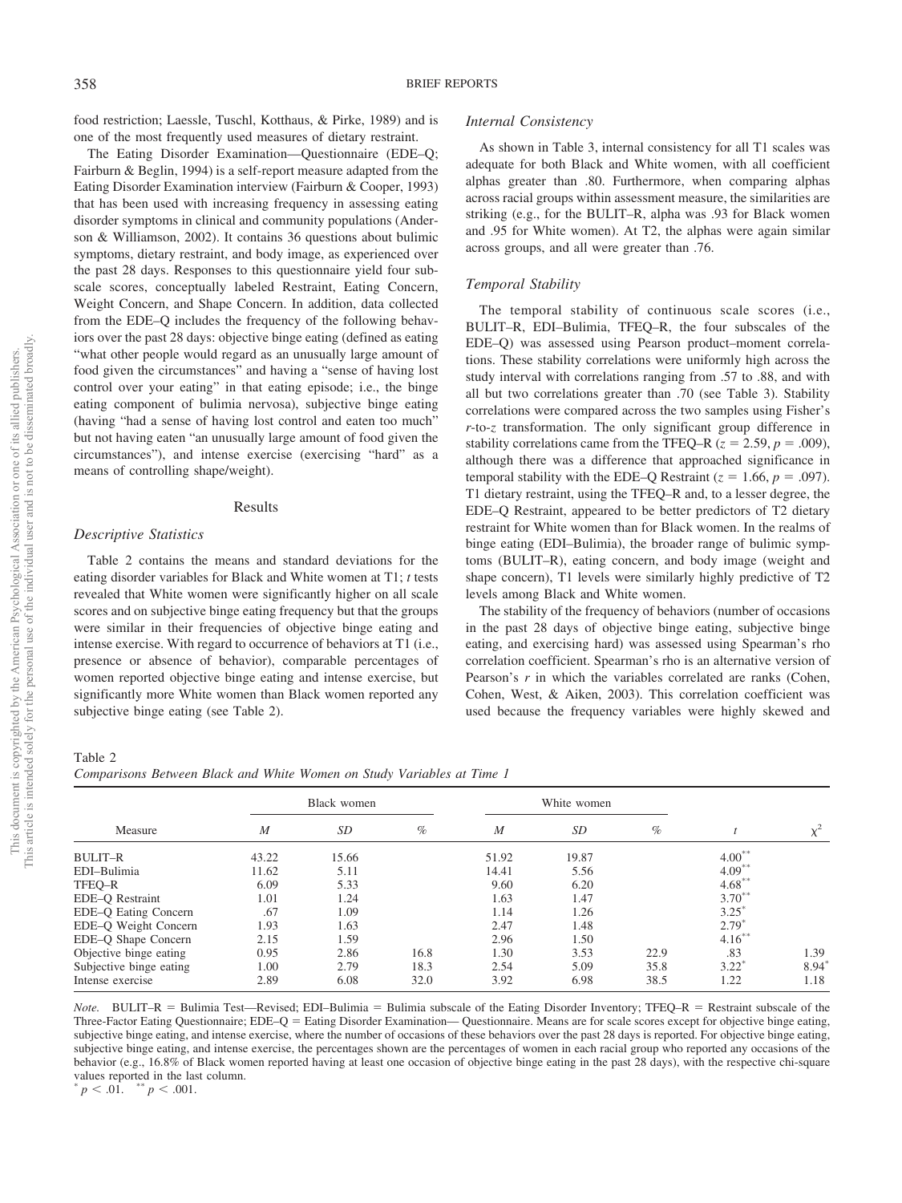food restriction; Laessle, Tuschl, Kotthaus, & Pirke, 1989) and is one of the most frequently used measures of dietary restraint.

The Eating Disorder Examination—Questionnaire (EDE–Q; Fairburn & Beglin, 1994) is a self-report measure adapted from the Eating Disorder Examination interview (Fairburn & Cooper, 1993) that has been used with increasing frequency in assessing eating disorder symptoms in clinical and community populations (Anderson & Williamson, 2002). It contains 36 questions about bulimic symptoms, dietary restraint, and body image, as experienced over the past 28 days. Responses to this questionnaire yield four subscale scores, conceptually labeled Restraint, Eating Concern, Weight Concern, and Shape Concern. In addition, data collected from the EDE–Q includes the frequency of the following behaviors over the past 28 days: objective binge eating (defined as eating "what other people would regard as an unusually large amount of food given the circumstances" and having a "sense of having lost control over your eating" in that eating episode; i.e., the binge eating component of bulimia nervosa), subjective binge eating (having "had a sense of having lost control and eaten too much" but not having eaten "an unusually large amount of food given the circumstances"), and intense exercise (exercising "hard" as a means of controlling shape/weight).

## Results

### *Descriptive Statistics*

Table 2 contains the means and standard deviations for the eating disorder variables for Black and White women at T1; *t* tests revealed that White women were significantly higher on all scale scores and on subjective binge eating frequency but that the groups were similar in their frequencies of objective binge eating and intense exercise. With regard to occurrence of behaviors at T1 (i.e., presence or absence of behavior), comparable percentages of women reported objective binge eating and intense exercise, but significantly more White women than Black women reported any subjective binge eating (see Table 2).

### *Internal Consistency*

As shown in Table 3, internal consistency for all T1 scales was adequate for both Black and White women, with all coefficient alphas greater than .80. Furthermore, when comparing alphas across racial groups within assessment measure, the similarities are striking (e.g., for the BULIT–R, alpha was .93 for Black women and .95 for White women). At T2, the alphas were again similar across groups, and all were greater than .76.

### *Temporal Stability*

The temporal stability of continuous scale scores (i.e., BULIT–R, EDI–Bulimia, TFEQ–R, the four subscales of the EDE–Q) was assessed using Pearson product–moment correlations. These stability correlations were uniformly high across the study interval with correlations ranging from .57 to .88, and with all but two correlations greater than .70 (see Table 3). Stability correlations were compared across the two samples using Fisher's *r*-to-*z* transformation. The only significant group difference in stability correlations came from the TFEQ–R ($z = 2.59$, $p = .009$), although there was a difference that approached significance in temporal stability with the EDE–Q Restraint ($z = 1.66$, $p = .097$). T1 dietary restraint, using the TFEQ–R and, to a lesser degree, the EDE–Q Restraint, appeared to be better predictors of T2 dietary restraint for White women than for Black women. In the realms of binge eating (EDI–Bulimia), the broader range of bulimic symptoms (BULIT–R), eating concern, and body image (weight and shape concern), T1 levels were similarly highly predictive of T2 levels among Black and White women.

The stability of the frequency of behaviors (number of occasions in the past 28 days of objective binge eating, subjective binge eating, and exercising hard) was assessed using Spearman's rho correlation coefficient. Spearman's rho is an alternative version of Pearson's *r* in which the variables correlated are ranks (Cohen, Cohen, West, & Aiken, 2003). This correlation coefficient was used because the frequency variables were highly skewed and

Table 2
*Comparisons Between Black and White Women on Study Variables at Time 1*

| Measure | Black women | | | White women | | | | |
|---|---|---|---|---|---|---|---|---|
| | *M* | *SD* | % | *M* | *SD* | % | *t* | $\chi^2$ |
| BULIT–R | 43.22 | 15.66 | | 51.92 | 19.87 | | $4.00^{**}$ | |
| EDI–Bulimia | 11.62 | 5.11 | | 14.41 | 5.56 | | $4.09^{**}$ | |
| TFEQ–R | 6.09 | 5.33 | | 9.60 | 6.20 | | $4.68^{**}$ | |
| EDE–Q Restraint | 1.01 | 1.24 | | 1.63 | 1.47 | | $3.70^{**}$ | |
| EDE–Q Eating Concern | .67 | 1.09 | | 1.14 | 1.26 | | $3.25^{*}$ | |
| EDE–Q Weight Concern | 1.93 | 1.63 | | 2.47 | 1.48 | | $2.79^{*}$ | |
| EDE–Q Shape Concern | 2.15 | 1.59 | | 2.96 | 1.50 | | $4.16^{**}$ | |
| Objective binge eating | 0.95 | 2.86 | 16.8 | 1.30 | 3.53 | 22.9 | .83 | 1.39 |
| Subjective binge eating | 1.00 | 2.79 | 18.3 | 2.54 | 5.09 | 35.8 | $3.22^{*}$ | $8.94^{*}$ |
| Intense exercise | 2.89 | 6.08 | 32.0 | 3.92 | 6.98 | 38.5 | 1.22 | 1.18 |

*Note.* BULIT–R = Bulimia Test—Revised; EDI–Bulimia = Bulimia subscale of the Eating Disorder Inventory; TFEQ–R = Restraint subscale of the Three-Factor Eating Questionnaire; EDE–Q = Eating Disorder Examination— Questionnaire. Means are for scale scores except for objective binge eating, subjective binge eating, and intense exercise, where the number of occasions of these behaviors over the past 28 days is reported. For objective binge eating, subjective binge eating, and intense exercise, the percentages shown are the percentages of women in each racial group who reported any occasions of the behavior (e.g., 16.8% of Black women reported having at least one occasion of objective binge eating in the past 28 days), with the respective chi-square values reported in the last column.
$^{*}$ $p < .01$. $^{**}$ $p < .001$.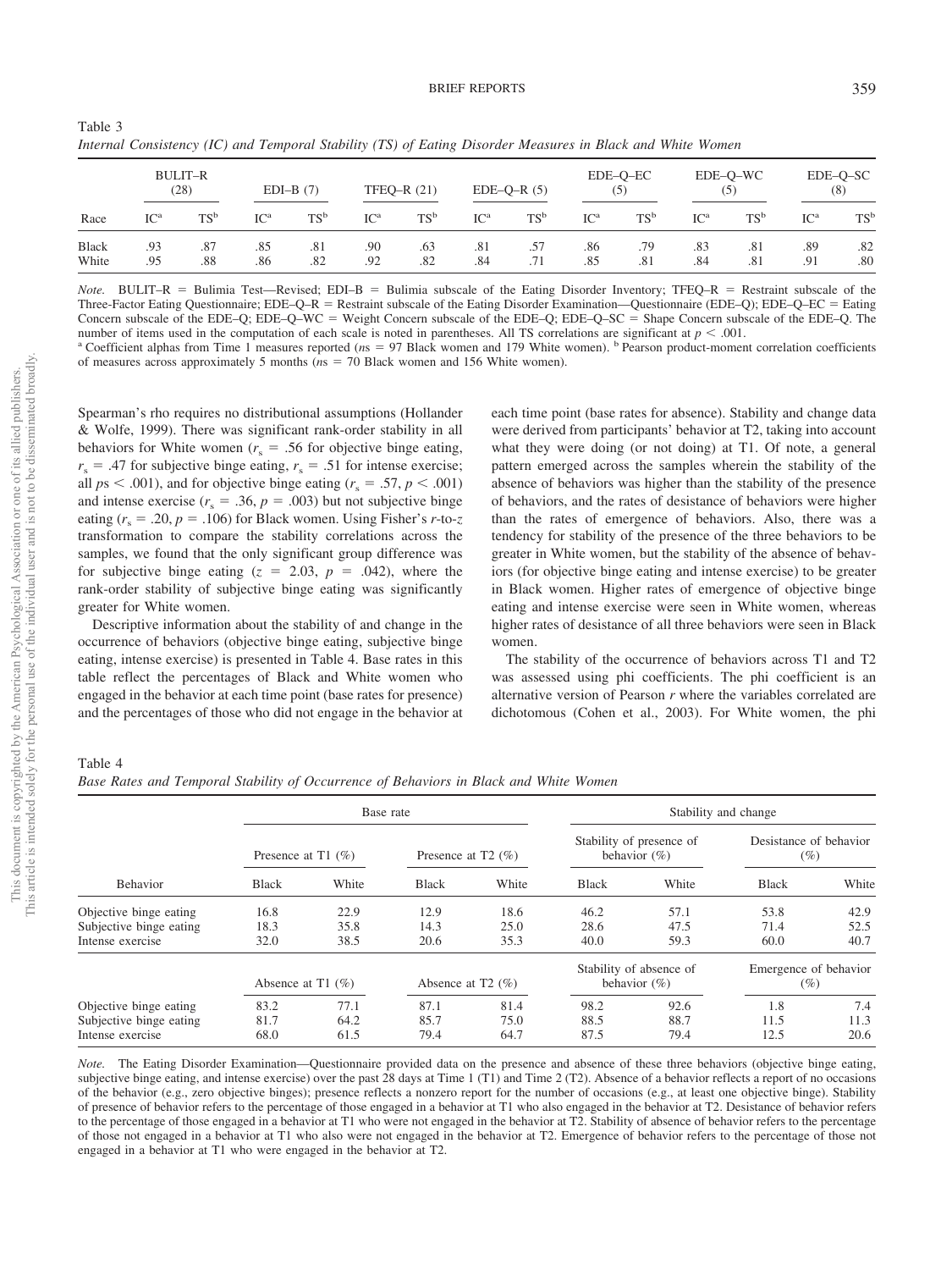Table 3
*Internal Consistency (IC) and Temporal Stability (TS) of Eating Disorder Measures in Black and White Women*

| Race | BULIT–R (28) | | EDI–B (7) | | TFEQ–R (21) | | EDE–Q–R (5) | | EDE–Q–EC (5) | | EDE–Q–WC (5) | | EDE–Q–SC (8) | |
|---|---|---|---|---|---|---|---|---|---|---|---|---|---|---|
| | IC[a] | TS[b] | IC[a] | TS[b] | IC[a] | TS[b] | IC[a] | TS[b] | IC[a] | TS[b] | IC[a] | TS[b] | IC[a] | TS[b] |
| Black | .93 | .87 | .85 | .81 | .90 | .63 | .81 | .57 | .86 | .79 | .83 | .81 | .89 | .82 |
| White | .95 | .88 | .86 | .82 | .92 | .82 | .84 | .71 | .85 | .81 | .84 | .81 | .91 | .80 |

*Note.* BULIT–R = Bulimia Test—Revised; EDI–B = Bulimia subscale of the Eating Disorder Inventory; TFEQ–R = Restraint subscale of the Three-Factor Eating Questionnaire; EDE–Q–R = Restraint subscale of the Eating Disorder Examination—Questionnaire (EDE–Q); EDE–Q–EC = Eating Concern subscale of the EDE–Q; EDE–Q–WC = Weight Concern subscale of the EDE–Q; EDE–Q–SC = Shape Concern subscale of the EDE–Q. The number of items used in the computation of each scale is noted in parentheses. All TS correlations are significant at $p < .001$.
[a] Coefficient alphas from Time 1 measures reported ($n$s = 97 Black women and 179 White women). [b] Pearson product-moment correlation coefficients of measures across approximately 5 months ($n$s = 70 Black women and 156 White women).

Spearman's rho requires no distributional assumptions (Hollander & Wolfe, 1999). There was significant rank-order stability in all behaviors for White women ($r_s = .56$ for objective binge eating, $r_s = .47$ for subjective binge eating, $r_s = .51$ for intense exercise; all $p\text{s} < .001$), and for objective binge eating ($r_s = .57$, $p < .001$) and intense exercise ($r_s = .36$, $p = .003$) but not subjective binge eating ($r_s = .20$, $p = .106$) for Black women. Using Fisher's $r$-to-$z$ transformation to compare the stability correlations across the samples, we found that the only significant group difference was for subjective binge eating ($z = 2.03$, $p = .042$), where the rank-order stability of subjective binge eating was significantly greater for White women.

Descriptive information about the stability of and change in the occurrence of behaviors (objective binge eating, subjective binge eating, intense exercise) is presented in Table 4. Base rates in this table reflect the percentages of Black and White women who engaged in the behavior at each time point (base rates for presence) and the percentages of those who did not engage in the behavior at each time point (base rates for absence). Stability and change data were derived from participants' behavior at T2, taking into account what they were doing (or not doing) at T1. Of note, a general pattern emerged across the samples wherein the stability of the absence of behaviors was higher than the stability of the presence of behaviors, and the rates of desistance of behaviors were higher than the rates of emergence of behaviors. Also, there was a tendency for stability of the presence of the three behaviors to be greater in White women, but the stability of the absence of behaviors (for objective binge eating and intense exercise) to be greater in Black women. Higher rates of emergence of objective binge eating and intense exercise were seen in White women, whereas higher rates of desistance of all three behaviors were seen in Black women.

The stability of the occurrence of behaviors across T1 and T2 was assessed using phi coefficients. The phi coefficient is an alternative version of Pearson $r$ where the variables correlated are dichotomous (Cohen et al., 2003). For White women, the phi

Table 4
*Base Rates and Temporal Stability of Occurrence of Behaviors in Black and White Women*

| Behavior | Base rate | | | | Stability and change | | | |
|---|---|---|---|---|---|---|---|---|
| | Presence at T1 (%) | | Presence at T2 (%) | | Stability of presence of behavior (%) | | Desistance of behavior (%) | |
| | Black | White | Black | White | Black | White | Black | White |
| Objective binge eating | 16.8 | 22.9 | 12.9 | 18.6 | 46.2 | 57.1 | 53.8 | 42.9 |
| Subjective binge eating | 18.3 | 35.8 | 14.3 | 25.0 | 28.6 | 47.5 | 71.4 | 52.5 |
| Intense exercise | 32.0 | 38.5 | 20.6 | 35.3 | 40.0 | 59.3 | 60.0 | 40.7 |
| | Absence at T1 (%) | | Absence at T2 (%) | | Stability of absence of behavior (%) | | Emergence of behavior (%) | |
| Objective binge eating | 83.2 | 77.1 | 87.1 | 81.4 | 98.2 | 92.6 | 1.8 | 7.4 |
| Subjective binge eating | 81.7 | 64.2 | 85.7 | 75.0 | 88.5 | 88.7 | 11.5 | 11.3 |
| Intense exercise | 68.0 | 61.5 | 79.4 | 64.7 | 87.5 | 79.4 | 12.5 | 20.6 |

*Note.* The Eating Disorder Examination—Questionnaire provided data on the presence and absence of these three behaviors (objective binge eating, subjective binge eating, and intense exercise) over the past 28 days at Time 1 (T1) and Time 2 (T2). Absence of a behavior reflects a report of no occasions of the behavior (e.g., zero objective binges); presence reflects a nonzero report for the number of occasions (e.g., at least one objective binge). Stability of presence of behavior refers to the percentage of those engaged in a behavior at T1 who also engaged in the behavior at T2. Desistance of behavior refers to the percentage of those engaged in a behavior at T1 who were not engaged in the behavior at T2. Stability of absence of behavior refers to the percentage of those not engaged in a behavior at T1 who also were not engaged in the behavior at T2. Emergence of behavior refers to the percentage of those not engaged in a behavior at T1 who were engaged in the behavior at T2.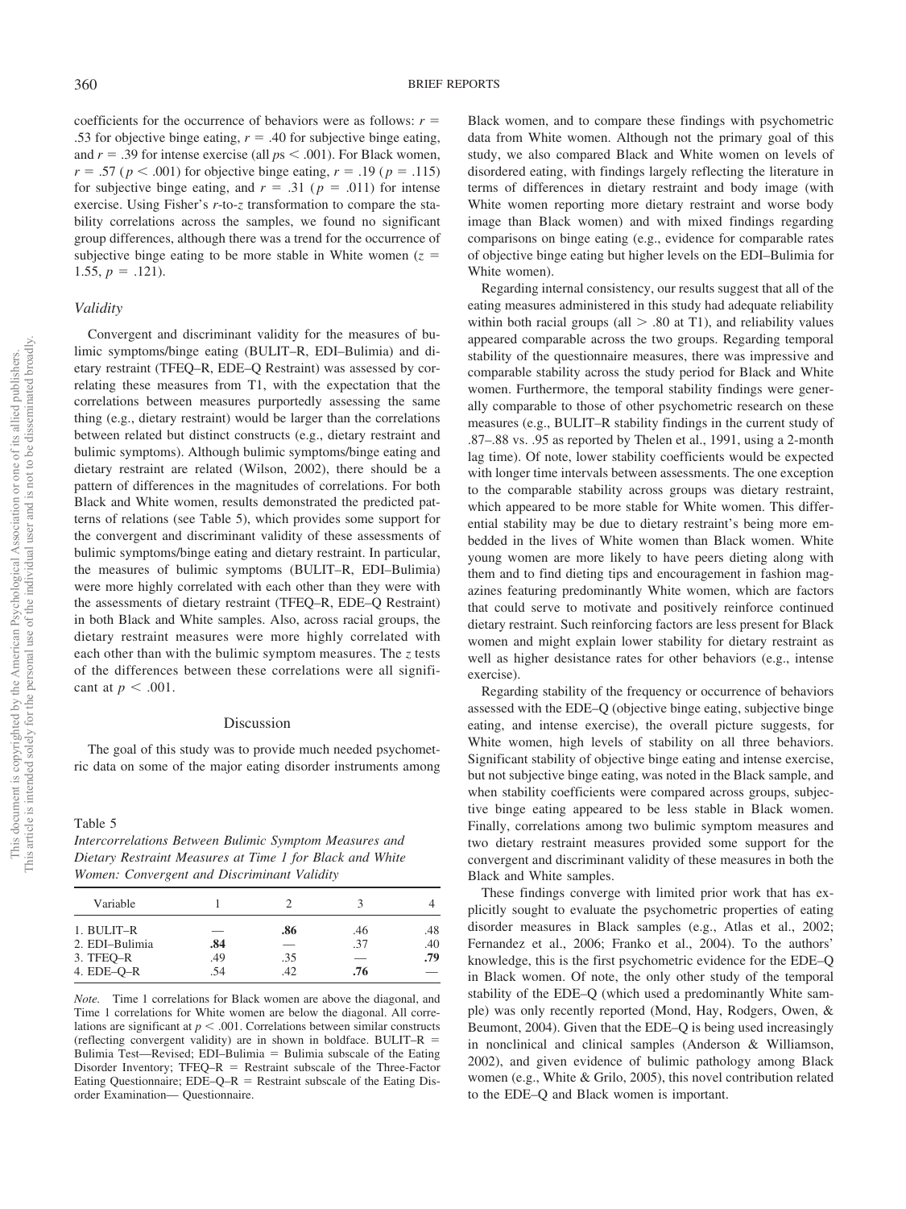coefficients for the occurrence of behaviors were as follows: $r = .53$ for objective binge eating, $r = .40$ for subjective binge eating, and $r = .39$ for intense exercise (all $ps < .001$). For Black women, $r = .57$ ($p < .001$) for objective binge eating, $r = .19$ ($p = .115$) for subjective binge eating, and $r = .31$ ($p = .011$) for intense exercise. Using Fisher's $r$-to-$z$ transformation to compare the stability correlations across the samples, we found no significant group differences, although there was a trend for the occurrence of subjective binge eating to be more stable in White women ($z = 1.55$, $p = .121$).

### *Validity*

Convergent and discriminant validity for the measures of bulimic symptoms/binge eating (BULIT–R, EDI–Bulimia) and dietary restraint (TFEQ–R, EDE–Q Restraint) was assessed by correlating these measures from T1, with the expectation that the correlations between measures purportedly assessing the same thing (e.g., dietary restraint) would be larger than the correlations between related but distinct constructs (e.g., dietary restraint and bulimic symptoms). Although bulimic symptoms/binge eating and dietary restraint are related (Wilson, 2002), there should be a pattern of differences in the magnitudes of correlations. For both Black and White women, results demonstrated the predicted patterns of relations (see Table 5), which provides some support for the convergent and discriminant validity of these assessments of bulimic symptoms/binge eating and dietary restraint. In particular, the measures of bulimic symptoms (BULIT–R, EDI–Bulimia) were more highly correlated with each other than they were with the assessments of dietary restraint (TFEQ–R, EDE–Q Restraint) in both Black and White samples. Also, across racial groups, the dietary restraint measures were more highly correlated with each other than with the bulimic symptom measures. The $z$ tests of the differences between these correlations were all significant at $p < .001$.

## Discussion

The goal of this study was to provide much needed psychometric data on some of the major eating disorder instruments among Black women, and to compare these findings with psychometric data from White women. Although not the primary goal of this study, we also compared Black and White women on levels of disordered eating, with findings largely reflecting the literature in terms of differences in dietary restraint and body image (with White women reporting more dietary restraint and worse body image than Black women) and with mixed findings regarding comparisons on binge eating (e.g., evidence for comparable rates of objective binge eating but higher levels on the EDI–Bulimia for White women).

Regarding internal consistency, our results suggest that all of the eating measures administered in this study had adequate reliability within both racial groups (all $> .80$ at T1), and reliability values appeared comparable across the two groups. Regarding temporal stability of the questionnaire measures, there was impressive and comparable stability across the study period for Black and White women. Furthermore, the temporal stability findings were generally comparable to those of other psychometric research on these measures (e.g., BULIT–R stability findings in the current study of .87–.88 vs. .95 as reported by Thelen et al., 1991, using a 2-month lag time). Of note, lower stability coefficients would be expected with longer time intervals between assessments. The one exception to the comparable stability across groups was dietary restraint, which appeared to be more stable for White women. This differential stability may be due to dietary restraint's being more embedded in the lives of White women than Black women. White young women are more likely to have peers dieting along with them and to find dieting tips and encouragement in fashion magazines featuring predominantly White women, which are factors that could serve to motivate and positively reinforce continued dietary restraint. Such reinforcing factors are less present for Black women and might explain lower stability for dietary restraint as well as higher desistance rates for other behaviors (e.g., intense exercise).

Regarding stability of the frequency or occurrence of behaviors assessed with the EDE–Q (objective binge eating, subjective binge eating, and intense exercise), the overall picture suggests, for White women, high levels of stability on all three behaviors. Significant stability of objective binge eating and intense exercise, but not subjective binge eating, was noted in the Black sample, and when stability coefficients were compared across groups, subjective binge eating appeared to be less stable in Black women. Finally, correlations among two bulimic symptom measures and two dietary restraint measures provided some support for the convergent and discriminant validity of these measures in both the Black and White samples.

These findings converge with limited prior work that has explicitly sought to evaluate the psychometric properties of eating disorder measures in Black samples (e.g., Atlas et al., 2002; Fernandez et al., 2006; Franko et al., 2004). To the authors' knowledge, this is the first psychometric evidence for the EDE–Q in Black women. Of note, the only other study of the temporal stability of the EDE–Q (which used a predominantly White sample) was only recently reported (Mond, Hay, Rodgers, Owen, & Beumont, 2004). Given that the EDE–Q is being used increasingly in nonclinical and clinical samples (Anderson & Williamson, 2002), and given evidence of bulimic pathology among Black women (e.g., White & Grilo, 2005), this novel contribution related to the EDE–Q and Black women is important.

Table 5
*Intercorrelations Between Bulimic Symptom Measures and Dietary Restraint Measures at Time 1 for Black and White Women: Convergent and Discriminant Validity*

| Variable | 1 | 2 | 3 | 4 |
|---|---|---|---|---|
| 1. BULIT–R | — | **.86** | .46 | .48 |
| 2. EDI–Bulimia | **.84** | — | .37 | .40 |
| 3. TFEQ–R | .49 | .35 | — | **.79** |
| 4. EDE–Q–R | .54 | .42 | **.76** | — |

*Note.* Time 1 correlations for Black women are above the diagonal, and Time 1 correlations for White women are below the diagonal. All correlations are significant at $p < .001$. Correlations between similar constructs (reflecting convergent validity) are in shown in boldface. BULIT–R = Bulimia Test—Revised; EDI–Bulimia = Bulimia subscale of the Eating Disorder Inventory; TFEQ–R = Restraint subscale of the Three-Factor Eating Questionnaire; EDE–Q–R = Restraint subscale of the Eating Disorder Examination— Questionnaire.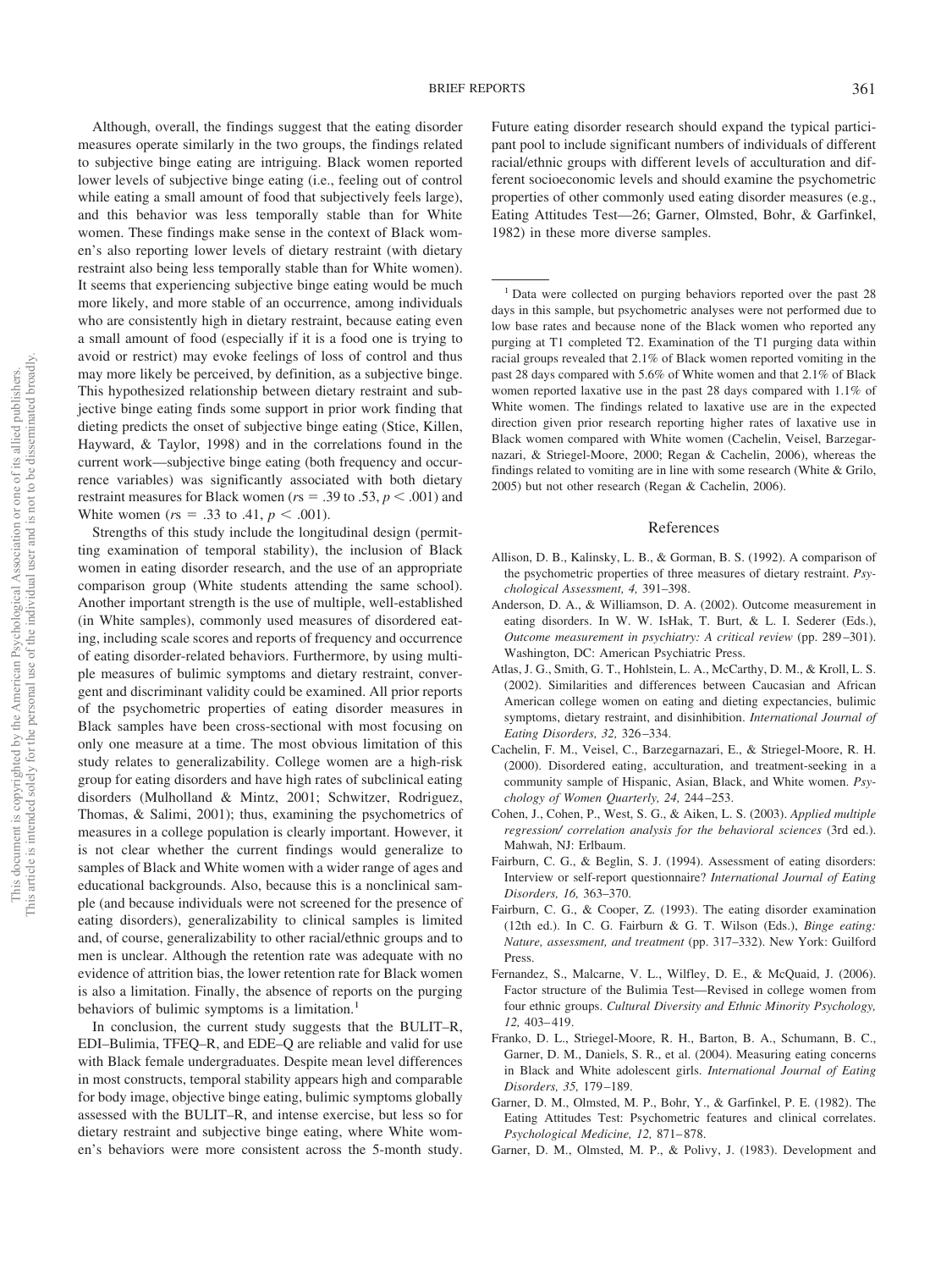Although, overall, the findings suggest that the eating disorder measures operate similarly in the two groups, the findings related to subjective binge eating are intriguing. Black women reported lower levels of subjective binge eating (i.e., feeling out of control while eating a small amount of food that subjectively feels large), and this behavior was less temporally stable than for White women. These findings make sense in the context of Black women's also reporting lower levels of dietary restraint (with dietary restraint also being less temporally stable than for White women). It seems that experiencing subjective binge eating would be much more likely, and more stable of an occurrence, among individuals who are consistently high in dietary restraint, because eating even a small amount of food (especially if it is a food one is trying to avoid or restrict) may evoke feelings of loss of control and thus may more likely be perceived, by definition, as a subjective binge. This hypothesized relationship between dietary restraint and subjective binge eating finds some support in prior work finding that dieting predicts the onset of subjective binge eating (Stice, Killen, Hayward, & Taylor, 1998) and in the correlations found in the current work—subjective binge eating (both frequency and occurrence variables) was significantly associated with both dietary restraint measures for Black women ($r$s = .39 to .53, $p < .001$) and White women ($r$s = .33 to .41, $p < .001$).

Strengths of this study include the longitudinal design (permitting examination of temporal stability), the inclusion of Black women in eating disorder research, and the use of an appropriate comparison group (White students attending the same school). Another important strength is the use of multiple, well-established (in White samples), commonly used measures of disordered eating, including scale scores and reports of frequency and occurrence of eating disorder-related behaviors. Furthermore, by using multiple measures of bulimic symptoms and dietary restraint, convergent and discriminant validity could be examined. All prior reports of the psychometric properties of eating disorder measures in Black samples have been cross-sectional with most focusing on only one measure at a time. The most obvious limitation of this study relates to generalizability. College women are a high-risk group for eating disorders and have high rates of subclinical eating disorders (Mulholland & Mintz, 2001; Schwitzer, Rodriguez, Thomas, & Salimi, 2001); thus, examining the psychometrics of measures in a college population is clearly important. However, it is not clear whether the current findings would generalize to samples of Black and White women with a wider range of ages and educational backgrounds. Also, because this is a nonclinical sample (and because individuals were not screened for the presence of eating disorders), generalizability to clinical samples is limited and, of course, generalizability to other racial/ethnic groups and to men is unclear. Although the retention rate was adequate with no evidence of attrition bias, the lower retention rate for Black women is also a limitation. Finally, the absence of reports on the purging behaviors of bulimic symptoms is a limitation.[1]

In conclusion, the current study suggests that the BULIT–R, EDI–Bulimia, TFEQ–R, and EDE–Q are reliable and valid for use with Black female undergraduates. Despite mean level differences in most constructs, temporal stability appears high and comparable for body image, objective binge eating, bulimic symptoms globally assessed with the BULIT–R, and intense exercise, but less so for dietary restraint and subjective binge eating, where White women's behaviors were more consistent across the 5-month study. Future eating disorder research should expand the typical participant pool to include significant numbers of individuals of different racial/ethnic groups with different levels of acculturation and different socioeconomic levels and should examine the psychometric properties of other commonly used eating disorder measures (e.g., Eating Attitudes Test—26; Garner, Olmsted, Bohr, & Garfinkel, 1982) in these more diverse samples.

[1] Data were collected on purging behaviors reported over the past 28 days in this sample, but psychometric analyses were not performed due to low base rates and because none of the Black women who reported any purging at T1 completed T2. Examination of the T1 purging data within racial groups revealed that 2.1% of Black women reported vomiting in the past 28 days compared with 5.6% of White women and that 2.1% of Black women reported laxative use in the past 28 days compared with 1.1% of White women. The findings related to laxative use are in the expected direction given prior research reporting higher rates of laxative use in Black women compared with White women (Cachelin, Veisel, Barzegarnazari, & Striegel-Moore, 2000; Regan & Cachelin, 2006), whereas the findings related to vomiting are in line with some research (White & Grilo, 2005) but not other research (Regan & Cachelin, 2006).

## References

Allison, D. B., Kalinsky, L. B., & Gorman, B. S. (1992). A comparison of the psychometric properties of three measures of dietary restraint. *Psychological Assessment, 4,* 391–398.

Anderson, D. A., & Williamson, D. A. (2002). Outcome measurement in eating disorders. In W. W. IsHak, T. Burt, & L. I. Sederer (Eds.), *Outcome measurement in psychiatry: A critical review* (pp. 289–301). Washington, DC: American Psychiatric Press.

Atlas, J. G., Smith, G. T., Hohlstein, L. A., McCarthy, D. M., & Kroll, L. S. (2002). Similarities and differences between Caucasian and African American college women on eating and dieting expectancies, bulimic symptoms, dietary restraint, and disinhibition. *International Journal of Eating Disorders, 32,* 326–334.

Cachelin, F. M., Veisel, C., Barzegarnazari, E., & Striegel-Moore, R. H. (2000). Disordered eating, acculturation, and treatment-seeking in a community sample of Hispanic, Asian, Black, and White women. *Psychology of Women Quarterly, 24,* 244–253.

Cohen, J., Cohen, P., West, S. G., & Aiken, L. S. (2003). *Applied multiple regression/ correlation analysis for the behavioral sciences* (3rd ed.). Mahwah, NJ: Erlbaum.

Fairburn, C. G., & Beglin, S. J. (1994). Assessment of eating disorders: Interview or self-report questionnaire? *International Journal of Eating Disorders, 16,* 363–370.

Fairburn, C. G., & Cooper, Z. (1993). The eating disorder examination (12th ed.). In C. G. Fairburn & G. T. Wilson (Eds.), *Binge eating: Nature, assessment, and treatment* (pp. 317–332). New York: Guilford Press.

Fernandez, S., Malcarne, V. L., Wilfley, D. E., & McQuaid, J. (2006). Factor structure of the Bulimia Test—Revised in college women from four ethnic groups. *Cultural Diversity and Ethnic Minority Psychology, 12,* 403–419.

Franko, D. L., Striegel-Moore, R. H., Barton, B. A., Schumann, B. C., Garner, D. M., Daniels, S. R., et al. (2004). Measuring eating concerns in Black and White adolescent girls. *International Journal of Eating Disorders, 35,* 179–189.

Garner, D. M., Olmsted, M. P., Bohr, Y., & Garfinkel, P. E. (1982). The Eating Attitudes Test: Psychometric features and clinical correlates. *Psychological Medicine, 12,* 871–878.

Garner, D. M., Olmsted, M. P., & Polivy, J. (1983). Development and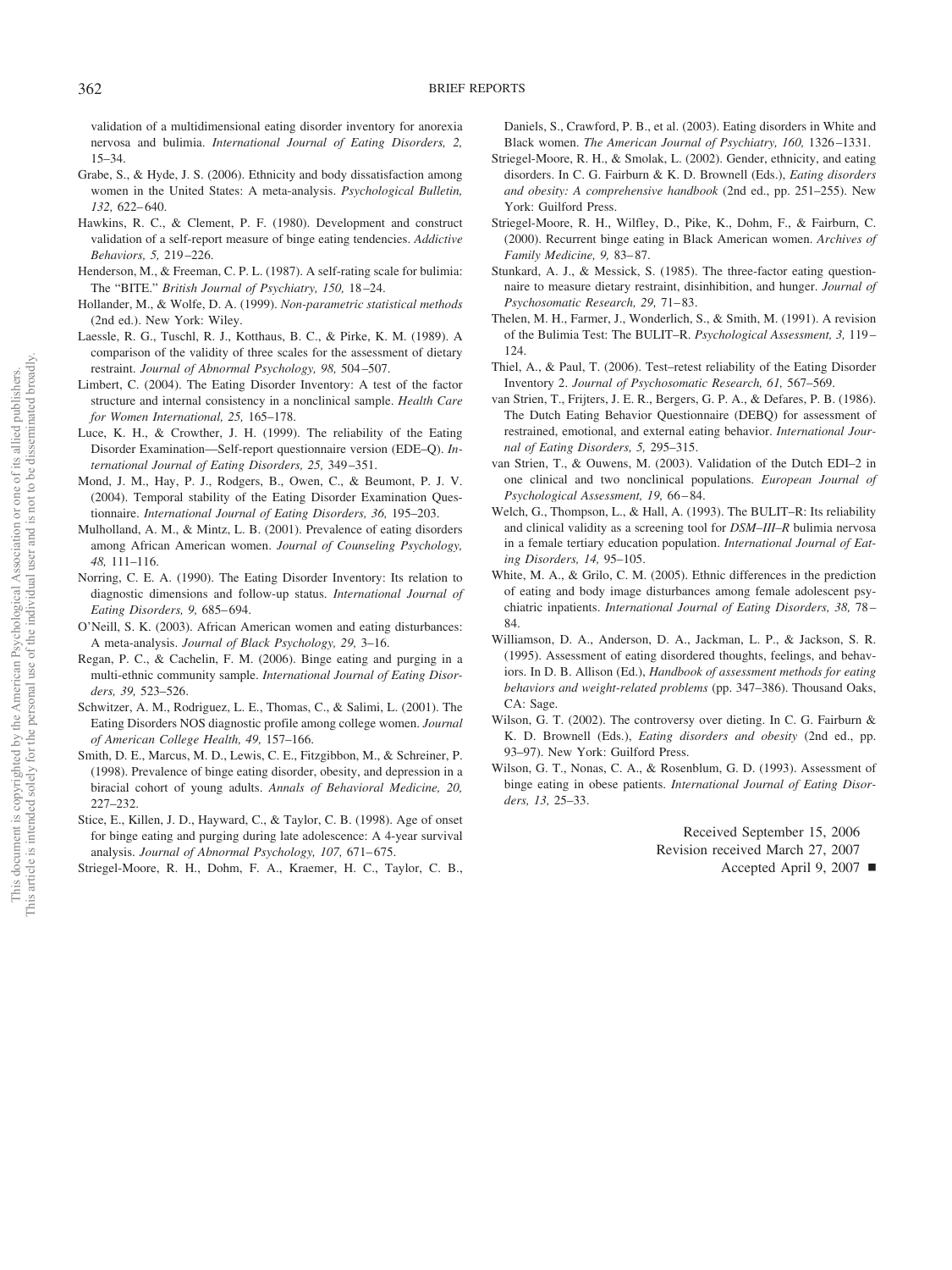validation of a multidimensional eating disorder inventory for anorexia nervosa and bulimia. *International Journal of Eating Disorders, 2,* 15–34.

Grabe, S., & Hyde, J. S. (2006). Ethnicity and body dissatisfaction among women in the United States: A meta-analysis. *Psychological Bulletin, 132,* 622–640.

Hawkins, R. C., & Clement, P. F. (1980). Development and construct validation of a self-report measure of binge eating tendencies. *Addictive Behaviors, 5,* 219–226.

Henderson, M., & Freeman, C. P. L. (1987). A self-rating scale for bulimia: The "BITE." *British Journal of Psychiatry, 150,* 18–24.

Hollander, M., & Wolfe, D. A. (1999). *Non-parametric statistical methods* (2nd ed.). New York: Wiley.

Laessle, R. G., Tuschl, R. J., Kotthaus, B. C., & Pirke, K. M. (1989). A comparison of the validity of three scales for the assessment of dietary restraint. *Journal of Abnormal Psychology, 98,* 504–507.

Limbert, C. (2004). The Eating Disorder Inventory: A test of the factor structure and internal consistency in a nonclinical sample. *Health Care for Women International, 25,* 165–178.

Luce, K. H., & Crowther, J. H. (1999). The reliability of the Eating Disorder Examination—Self-report questionnaire version (EDE–Q). *International Journal of Eating Disorders, 25,* 349–351.

Mond, J. M., Hay, P. J., Rodgers, B., Owen, C., & Beumont, P. J. V. (2004). Temporal stability of the Eating Disorder Examination Questionnaire. *International Journal of Eating Disorders, 36,* 195–203.

Mulholland, A. M., & Mintz, L. B. (2001). Prevalence of eating disorders among African American women. *Journal of Counseling Psychology, 48,* 111–116.

Norring, C. E. A. (1990). The Eating Disorder Inventory: Its relation to diagnostic dimensions and follow-up status. *International Journal of Eating Disorders, 9,* 685–694.

O'Neill, S. K. (2003). African American women and eating disturbances: A meta-analysis. *Journal of Black Psychology, 29,* 3–16.

Regan, P. C., & Cachelin, F. M. (2006). Binge eating and purging in a multi-ethnic community sample. *International Journal of Eating Disorders, 39,* 523–526.

Schwitzer, A. M., Rodriguez, L. E., Thomas, C., & Salimi, L. (2001). The Eating Disorders NOS diagnostic profile among college women. *Journal of American College Health, 49,* 157–166.

Smith, D. E., Marcus, M. D., Lewis, C. E., Fitzgibbon, M., & Schreiner, P. (1998). Prevalence of binge eating disorder, obesity, and depression in a biracial cohort of young adults. *Annals of Behavioral Medicine, 20,* 227–232.

Stice, E., Killen, J. D., Hayward, C., & Taylor, C. B. (1998). Age of onset for binge eating and purging during late adolescence: A 4-year survival analysis. *Journal of Abnormal Psychology, 107,* 671–675.

Striegel-Moore, R. H., Dohm, F. A., Kraemer, H. C., Taylor, C. B., Daniels, S., Crawford, P. B., et al. (2003). Eating disorders in White and Black women. *The American Journal of Psychiatry, 160,* 1326–1331.

Striegel-Moore, R. H., & Smolak, L. (2002). Gender, ethnicity, and eating disorders. In C. G. Fairburn & K. D. Brownell (Eds.), *Eating disorders and obesity: A comprehensive handbook* (2nd ed., pp. 251–255). New York: Guilford Press.

Striegel-Moore, R. H., Wilfley, D., Pike, K., Dohm, F., & Fairburn, C. (2000). Recurrent binge eating in Black American women. *Archives of Family Medicine, 9,* 83–87.

Stunkard, A. J., & Messick, S. (1985). The three-factor eating questionnaire to measure dietary restraint, disinhibition, and hunger. *Journal of Psychosomatic Research, 29,* 71–83.

Thelen, M. H., Farmer, J., Wonderlich, S., & Smith, M. (1991). A revision of the Bulimia Test: The BULIT–R. *Psychological Assessment, 3,* 119–124.

Thiel, A., & Paul, T. (2006). Test–retest reliability of the Eating Disorder Inventory 2. *Journal of Psychosomatic Research, 61,* 567–569.

van Strien, T., Frijters, J. E. R., Bergers, G. P. A., & Defares, P. B. (1986). The Dutch Eating Behavior Questionnaire (DEBQ) for assessment of restrained, emotional, and external eating behavior. *International Journal of Eating Disorders, 5,* 295–315.

van Strien, T., & Ouwens, M. (2003). Validation of the Dutch EDI–2 in one clinical and two nonclinical populations. *European Journal of Psychological Assessment, 19,* 66–84.

Welch, G., Thompson, L., & Hall, A. (1993). The BULIT–R: Its reliability and clinical validity as a screening tool for *DSM–III–R* bulimia nervosa in a female tertiary education population. *International Journal of Eating Disorders, 14,* 95–105.

White, M. A., & Grilo, C. M. (2005). Ethnic differences in the prediction of eating and body image disturbances among female adolescent psychiatric inpatients. *International Journal of Eating Disorders, 38,* 78–84.

Williamson, D. A., Anderson, D. A., Jackman, L. P., & Jackson, S. R. (1995). Assessment of eating disordered thoughts, feelings, and behaviors. In D. B. Allison (Ed.), *Handbook of assessment methods for eating behaviors and weight-related problems* (pp. 347–386). Thousand Oaks, CA: Sage.

Wilson, G. T. (2002). The controversy over dieting. In C. G. Fairburn & K. D. Brownell (Eds.), *Eating disorders and obesity* (2nd ed., pp. 93–97). New York: Guilford Press.

Wilson, G. T., Nonas, C. A., & Rosenblum, G. D. (1993). Assessment of binge eating in obese patients. *International Journal of Eating Disorders, 13,* 25–33.

Received September 15, 2006
Revision received March 27, 2007
Accepted April 9, 2007 ■